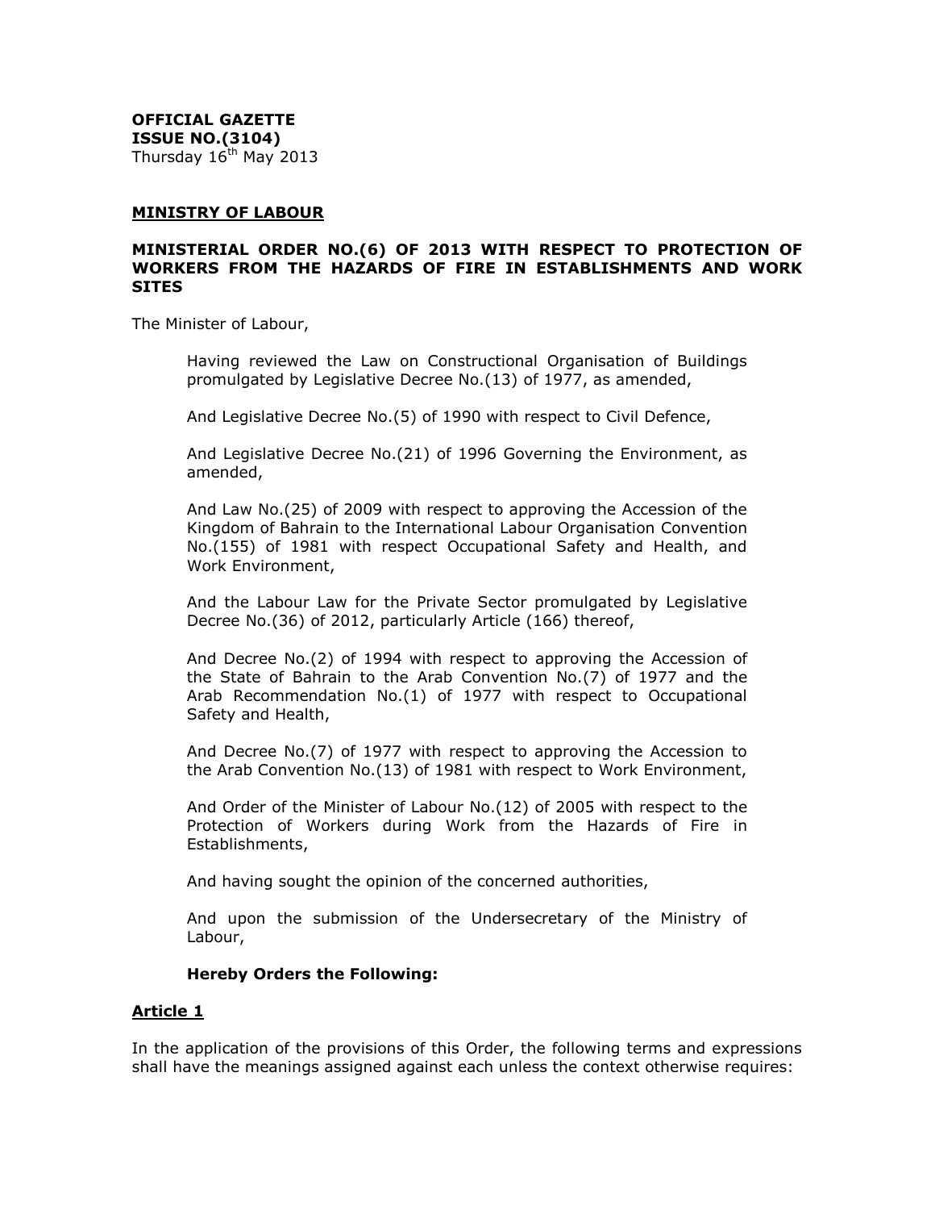**OFFICIAL GAZETTE**
**ISSUE NO.(3104)**
Thursday 16th May 2013

## MINISTRY OF LABOUR

## MINISTERIAL ORDER NO.(6) OF 2013 WITH RESPECT TO PROTECTION OF WORKERS FROM THE HAZARDS OF FIRE IN ESTABLISHMENTS AND WORK SITES

The Minister of Labour,

Having reviewed the Law on Constructional Organisation of Buildings promulgated by Legislative Decree No.(13) of 1977, as amended,

And Legislative Decree No.(5) of 1990 with respect to Civil Defence,

And Legislative Decree No.(21) of 1996 Governing the Environment, as amended,

And Law No.(25) of 2009 with respect to approving the Accession of the Kingdom of Bahrain to the International Labour Organisation Convention No.(155) of 1981 with respect Occupational Safety and Health, and Work Environment,

And the Labour Law for the Private Sector promulgated by Legislative Decree No.(36) of 2012, particularly Article (166) thereof,

And Decree No.(2) of 1994 with respect to approving the Accession of the State of Bahrain to the Arab Convention No.(7) of 1977 and the Arab Recommendation No.(1) of 1977 with respect to Occupational Safety and Health,

And Decree No.(7) of 1977 with respect to approving the Accession to the Arab Convention No.(13) of 1981 with respect to Work Environment,

And Order of the Minister of Labour No.(12) of 2005 with respect to the Protection of Workers during Work from the Hazards of Fire in Establishments,

And having sought the opinion of the concerned authorities,

And upon the submission of the Undersecretary of the Ministry of Labour,

**Hereby Orders the Following:**

### Article 1

In the application of the provisions of this Order, the following terms and expressions shall have the meanings assigned against each unless the context otherwise requires: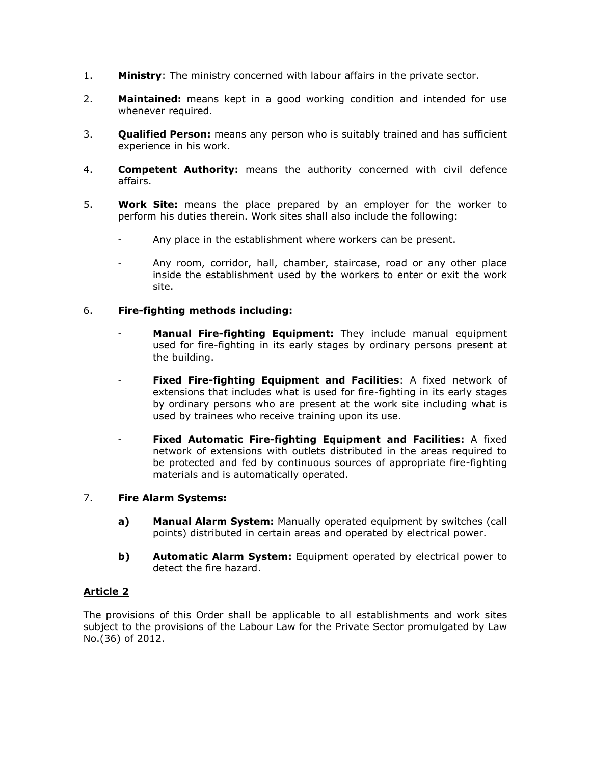1. **Ministry**: The ministry concerned with labour affairs in the private sector.

2. **Maintained:** means kept in a good working condition and intended for use whenever required.

3. **Qualified Person:** means any person who is suitably trained and has sufficient experience in his work.

4. **Competent Authority:** means the authority concerned with civil defence affairs.

5. **Work Site:** means the place prepared by an employer for the worker to perform his duties therein. Work sites shall also include the following:

   - Any place in the establishment where workers can be present.

   - Any room, corridor, hall, chamber, staircase, road or any other place inside the establishment used by the workers to enter or exit the work site.

6. **Fire-fighting methods including:**

   - **Manual Fire-fighting Equipment:** They include manual equipment used for fire-fighting in its early stages by ordinary persons present at the building.

   - **Fixed Fire-fighting Equipment and Facilities**: A fixed network of extensions that includes what is used for fire-fighting in its early stages by ordinary persons who are present at the work site including what is used by trainees who receive training upon its use.

   - **Fixed Automatic Fire-fighting Equipment and Facilities:** A fixed network of extensions with outlets distributed in the areas required to be protected and fed by continuous sources of appropriate fire-fighting materials and is automatically operated.

7. **Fire Alarm Systems:**

   **a)** **Manual Alarm System:** Manually operated equipment by switches (call points) distributed in certain areas and operated by electrical power.

   **b)** **Automatic Alarm System:** Equipment operated by electrical power to detect the fire hazard.

## Article 2

The provisions of this Order shall be applicable to all establishments and work sites subject to the provisions of the Labour Law for the Private Sector promulgated by Law No.(36) of 2012.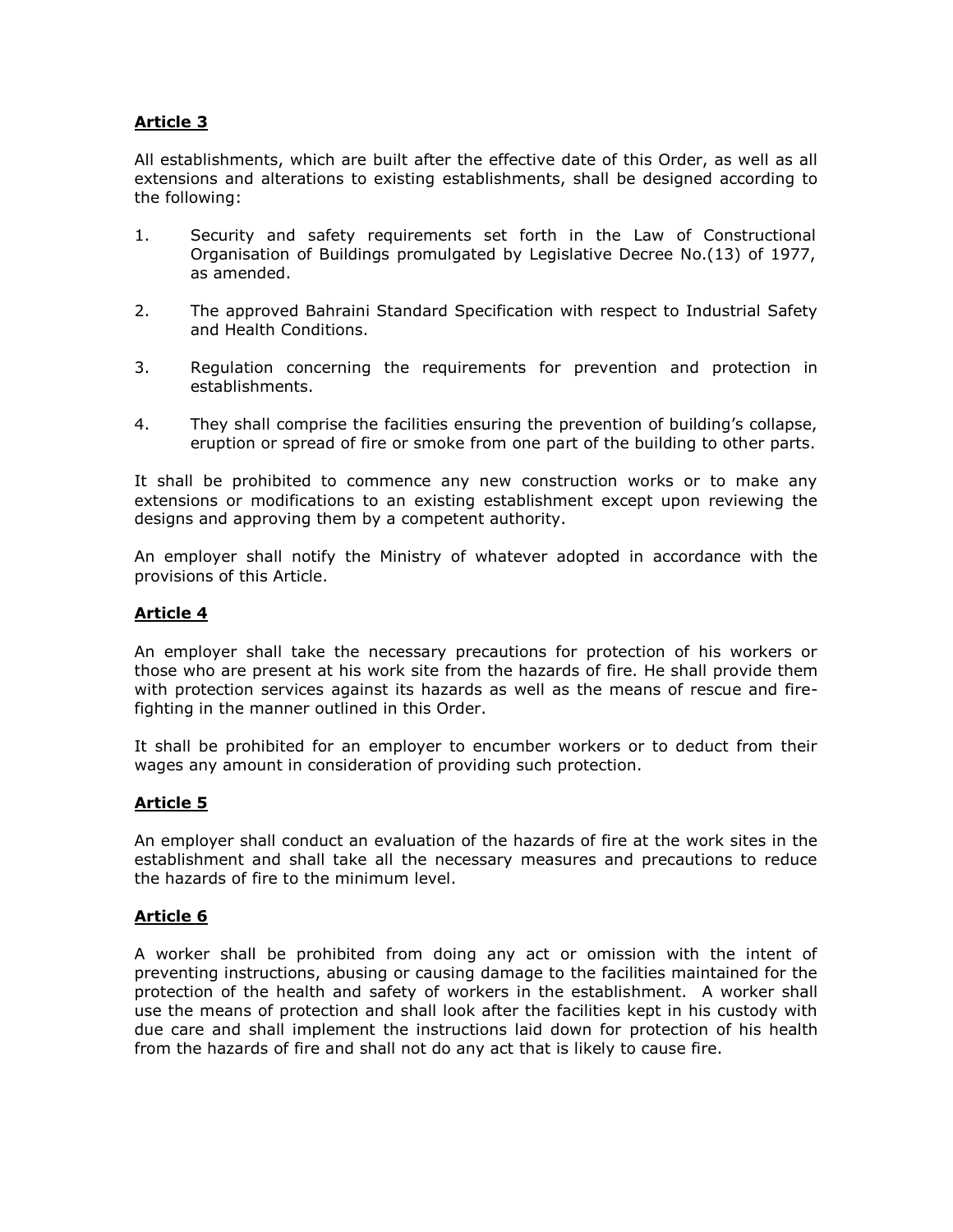**Article 3**

All establishments, which are built after the effective date of this Order, as well as all extensions and alterations to existing establishments, shall be designed according to the following:

1. Security and safety requirements set forth in the Law of Constructional Organisation of Buildings promulgated by Legislative Decree No.(13) of 1977, as amended.

2. The approved Bahraini Standard Specification with respect to Industrial Safety and Health Conditions.

3. Regulation concerning the requirements for prevention and protection in establishments.

4. They shall comprise the facilities ensuring the prevention of building's collapse, eruption or spread of fire or smoke from one part of the building to other parts.

It shall be prohibited to commence any new construction works or to make any extensions or modifications to an existing establishment except upon reviewing the designs and approving them by a competent authority.

An employer shall notify the Ministry of whatever adopted in accordance with the provisions of this Article.

**Article 4**

An employer shall take the necessary precautions for protection of his workers or those who are present at his work site from the hazards of fire. He shall provide them with protection services against its hazards as well as the means of rescue and fire-fighting in the manner outlined in this Order.

It shall be prohibited for an employer to encumber workers or to deduct from their wages any amount in consideration of providing such protection.

**Article 5**

An employer shall conduct an evaluation of the hazards of fire at the work sites in the establishment and shall take all the necessary measures and precautions to reduce the hazards of fire to the minimum level.

**Article 6**

A worker shall be prohibited from doing any act or omission with the intent of preventing instructions, abusing or causing damage to the facilities maintained for the protection of the health and safety of workers in the establishment. A worker shall use the means of protection and shall look after the facilities kept in his custody with due care and shall implement the instructions laid down for protection of his health from the hazards of fire and shall not do any act that is likely to cause fire.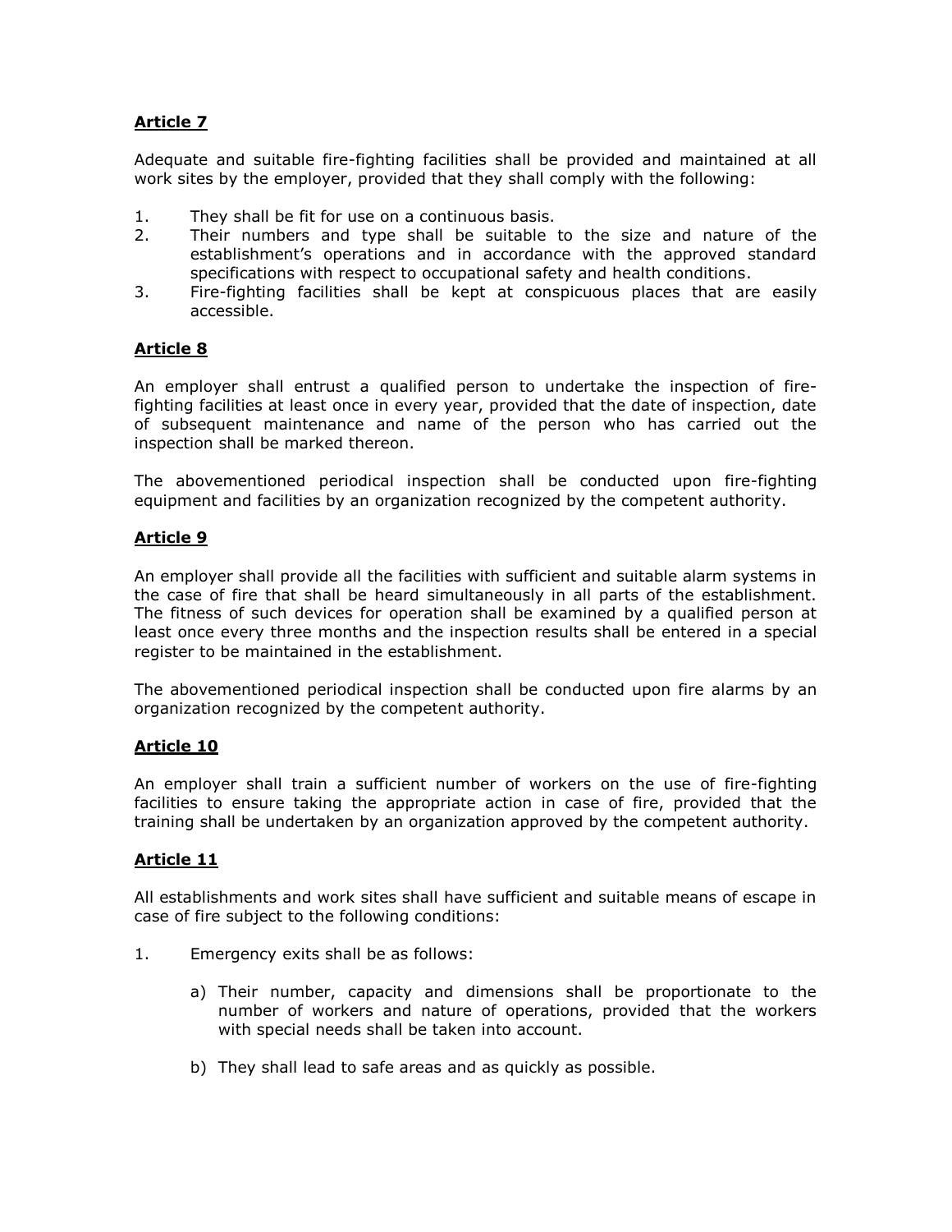**Article 7**

Adequate and suitable fire-fighting facilities shall be provided and maintained at all work sites by the employer, provided that they shall comply with the following:

1. They shall be fit for use on a continuous basis.
2. Their numbers and type shall be suitable to the size and nature of the establishment's operations and in accordance with the approved standard specifications with respect to occupational safety and health conditions.
3. Fire-fighting facilities shall be kept at conspicuous places that are easily accessible.

**Article 8**

An employer shall entrust a qualified person to undertake the inspection of fire-fighting facilities at least once in every year, provided that the date of inspection, date of subsequent maintenance and name of the person who has carried out the inspection shall be marked thereon.

The abovementioned periodical inspection shall be conducted upon fire-fighting equipment and facilities by an organization recognized by the competent authority.

**Article 9**

An employer shall provide all the facilities with sufficient and suitable alarm systems in the case of fire that shall be heard simultaneously in all parts of the establishment. The fitness of such devices for operation shall be examined by a qualified person at least once every three months and the inspection results shall be entered in a special register to be maintained in the establishment.

The abovementioned periodical inspection shall be conducted upon fire alarms by an organization recognized by the competent authority.

**Article 10**

An employer shall train a sufficient number of workers on the use of fire-fighting facilities to ensure taking the appropriate action in case of fire, provided that the training shall be undertaken by an organization approved by the competent authority.

**Article 11**

All establishments and work sites shall have sufficient and suitable means of escape in case of fire subject to the following conditions:

1. Emergency exits shall be as follows:

    a) Their number, capacity and dimensions shall be proportionate to the number of workers and nature of operations, provided that the workers with special needs shall be taken into account.

    b) They shall lead to safe areas and as quickly as possible.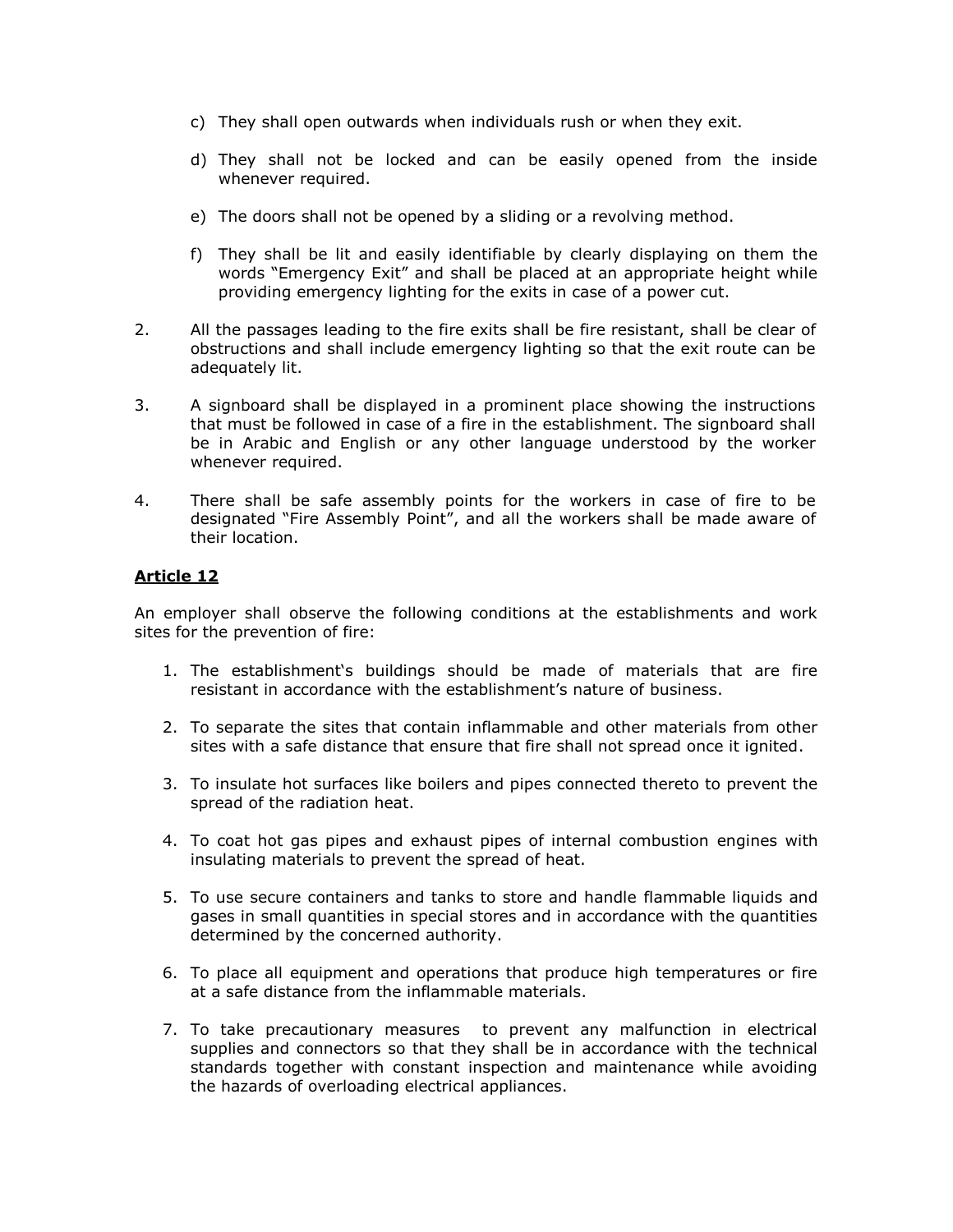c) They shall open outwards when individuals rush or when they exit.

d) They shall not be locked and can be easily opened from the inside whenever required.

e) The doors shall not be opened by a sliding or a revolving method.

f) They shall be lit and easily identifiable by clearly displaying on them the words "Emergency Exit" and shall be placed at an appropriate height while providing emergency lighting for the exits in case of a power cut.

2. All the passages leading to the fire exits shall be fire resistant, shall be clear of obstructions and shall include emergency lighting so that the exit route can be adequately lit.

3. A signboard shall be displayed in a prominent place showing the instructions that must be followed in case of a fire in the establishment. The signboard shall be in Arabic and English or any other language understood by the worker whenever required.

4. There shall be safe assembly points for the workers in case of fire to be designated "Fire Assembly Point", and all the workers shall be made aware of their location.

## Article 12

An employer shall observe the following conditions at the establishments and work sites for the prevention of fire:

1. The establishment's buildings should be made of materials that are fire resistant in accordance with the establishment's nature of business.
2. To separate the sites that contain inflammable and other materials from other sites with a safe distance that ensure that fire shall not spread once it ignited.
3. To insulate hot surfaces like boilers and pipes connected thereto to prevent the spread of the radiation heat.
4. To coat hot gas pipes and exhaust pipes of internal combustion engines with insulating materials to prevent the spread of heat.
5. To use secure containers and tanks to store and handle flammable liquids and gases in small quantities in special stores and in accordance with the quantities determined by the concerned authority.
6. To place all equipment and operations that produce high temperatures or fire at a safe distance from the inflammable materials.
7. To take precautionary measures to prevent any malfunction in electrical supplies and connectors so that they shall be in accordance with the technical standards together with constant inspection and maintenance while avoiding the hazards of overloading electrical appliances.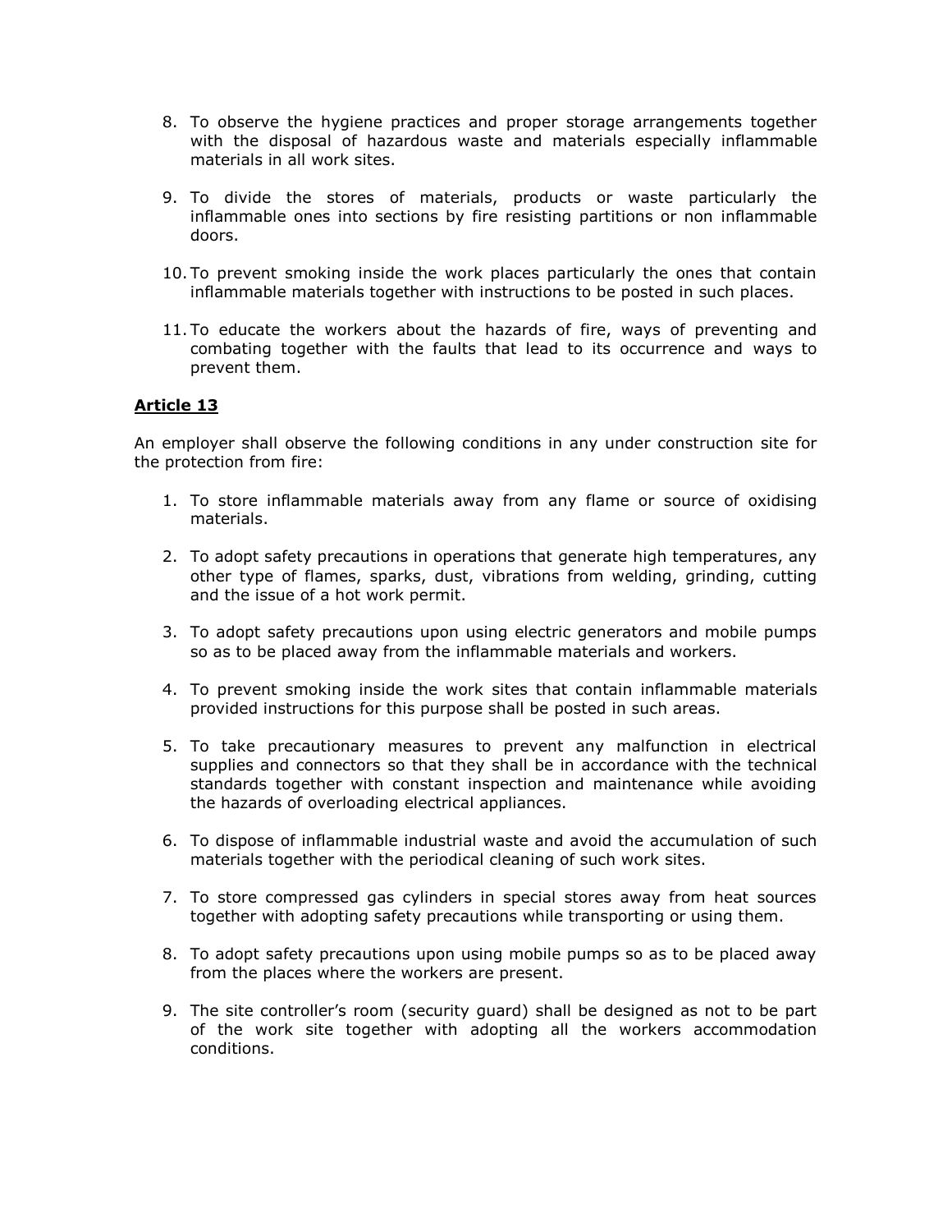8. To observe the hygiene practices and proper storage arrangements together with the disposal of hazardous waste and materials especially inflammable materials in all work sites.

9. To divide the stores of materials, products or waste particularly the inflammable ones into sections by fire resisting partitions or non inflammable doors.

10. To prevent smoking inside the work places particularly the ones that contain inflammable materials together with instructions to be posted in such places.

11. To educate the workers about the hazards of fire, ways of preventing and combating together with the faults that lead to its occurrence and ways to prevent them.

## Article 13

An employer shall observe the following conditions in any under construction site for the protection from fire:

1. To store inflammable materials away from any flame or source of oxidising materials.

2. To adopt safety precautions in operations that generate high temperatures, any other type of flames, sparks, dust, vibrations from welding, grinding, cutting and the issue of a hot work permit.

3. To adopt safety precautions upon using electric generators and mobile pumps so as to be placed away from the inflammable materials and workers.

4. To prevent smoking inside the work sites that contain inflammable materials provided instructions for this purpose shall be posted in such areas.

5. To take precautionary measures to prevent any malfunction in electrical supplies and connectors so that they shall be in accordance with the technical standards together with constant inspection and maintenance while avoiding the hazards of overloading electrical appliances.

6. To dispose of inflammable industrial waste and avoid the accumulation of such materials together with the periodical cleaning of such work sites.

7. To store compressed gas cylinders in special stores away from heat sources together with adopting safety precautions while transporting or using them.

8. To adopt safety precautions upon using mobile pumps so as to be placed away from the places where the workers are present.

9. The site controller's room (security guard) shall be designed as not to be part of the work site together with adopting all the workers accommodation conditions.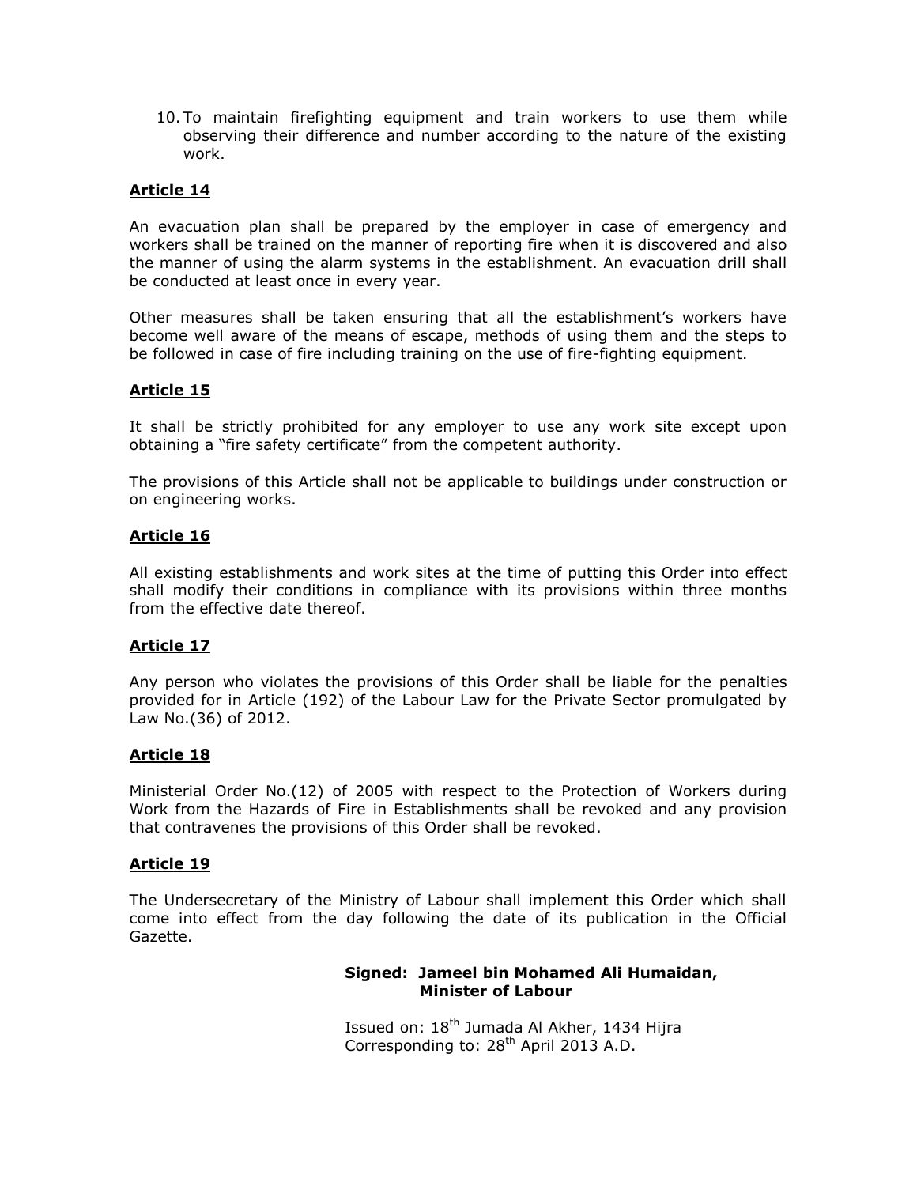10. To maintain firefighting equipment and train workers to use them while observing their difference and number according to the nature of the existing work.

## Article 14

An evacuation plan shall be prepared by the employer in case of emergency and workers shall be trained on the manner of reporting fire when it is discovered and also the manner of using the alarm systems in the establishment. An evacuation drill shall be conducted at least once in every year.

Other measures shall be taken ensuring that all the establishment's workers have become well aware of the means of escape, methods of using them and the steps to be followed in case of fire including training on the use of fire-fighting equipment.

## Article 15

It shall be strictly prohibited for any employer to use any work site except upon obtaining a "fire safety certificate" from the competent authority.

The provisions of this Article shall not be applicable to buildings under construction or on engineering works.

## Article 16

All existing establishments and work sites at the time of putting this Order into effect shall modify their conditions in compliance with its provisions within three months from the effective date thereof.

## Article 17

Any person who violates the provisions of this Order shall be liable for the penalties provided for in Article (192) of the Labour Law for the Private Sector promulgated by Law No.(36) of 2012.

## Article 18

Ministerial Order No.(12) of 2005 with respect to the Protection of Workers during Work from the Hazards of Fire in Establishments shall be revoked and any provision that contravenes the provisions of this Order shall be revoked.

## Article 19

The Undersecretary of the Ministry of Labour shall implement this Order which shall come into effect from the day following the date of its publication in the Official Gazette.

**Signed: Jameel bin Mohamed Ali Humaidan,**
**Minister of Labour**

Issued on: 18th Jumada Al Akher, 1434 Hijra
Corresponding to: 28th April 2013 A.D.